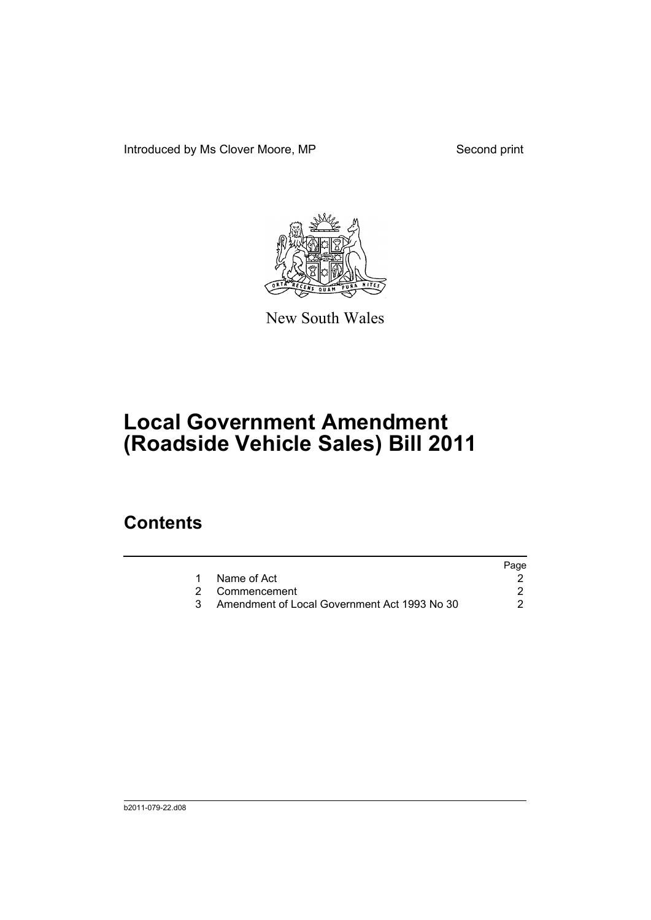Introduced by Ms Clover Moore, MP

Second print

New South Wales

# Local Government Amendment (Roadside Vehicle Sales) Bill 2011

## Contents

| | | Page |
|---|---|---|
| 1 | Name of Act | 2 |
| 2 | Commencement | 2 |
| 3 | Amendment of Local Government Act 1993 No 30 | 2 |

b2011-079-22.d08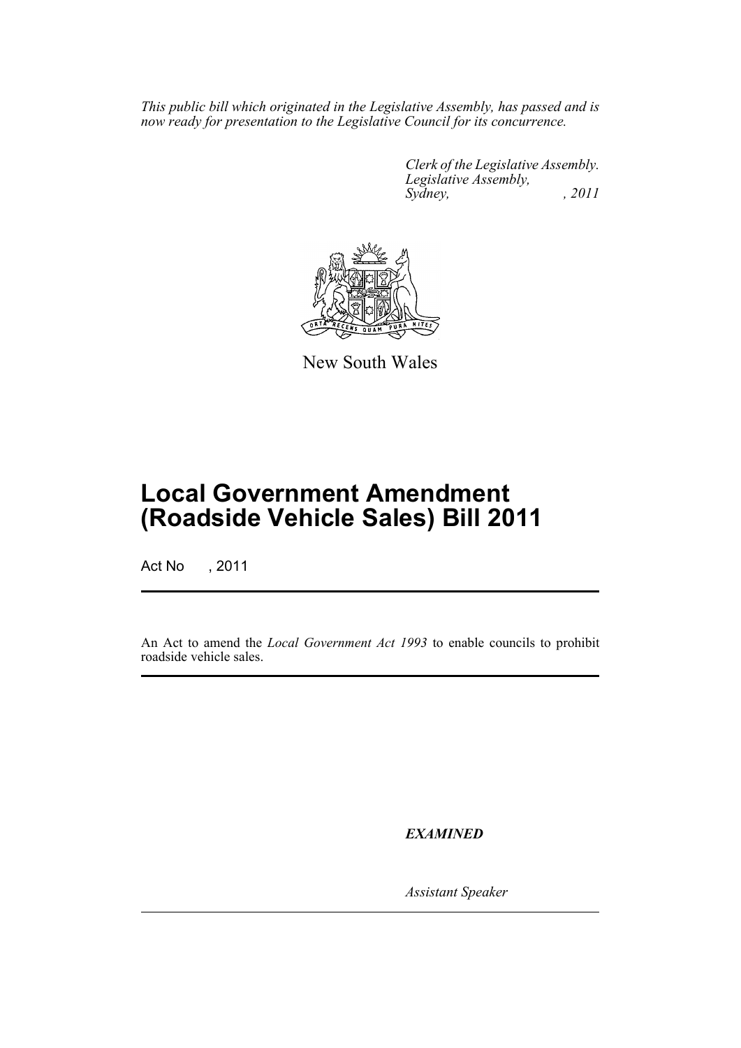*This public bill which originated in the Legislative Assembly, has passed and is now ready for presentation to the Legislative Council for its concurrence.*

*Clerk of the Legislative Assembly.*
*Legislative Assembly,*
*Sydney, , 2011*

New South Wales

# Local Government Amendment (Roadside Vehicle Sales) Bill 2011

Act No , 2011

An Act to amend the *Local Government Act 1993* to enable councils to prohibit roadside vehicle sales.

***EXAMINED***

*Assistant Speaker*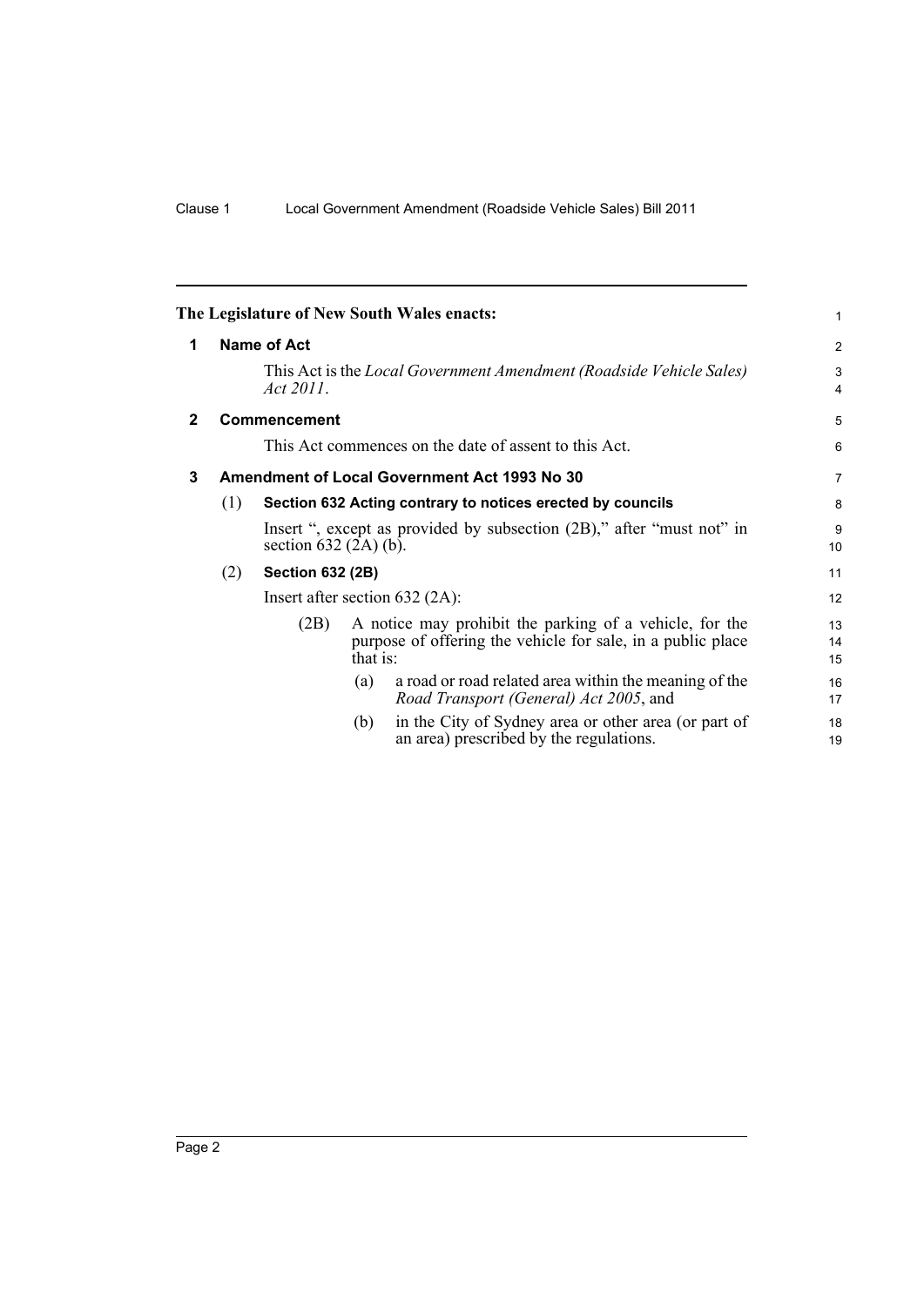**The Legislature of New South Wales enacts:**

## 1 Name of Act

This Act is the *Local Government Amendment (Roadside Vehicle Sales) Act 2011*.

## 2 Commencement

This Act commences on the date of assent to this Act.

## 3 Amendment of Local Government Act 1993 No 30

(1) **Section 632 Acting contrary to notices erected by councils**

Insert ", except as provided by subsection (2B)," after "must not" in section 632 (2A) (b).

(2) **Section 632 (2B)**

Insert after section 632 (2A):

(2B) A notice may prohibit the parking of a vehicle, for the purpose of offering the vehicle for sale, in a public place that is:

(a) a road or road related area within the meaning of the *Road Transport (General) Act 2005*, and

(b) in the City of Sydney area or other area (or part of an area) prescribed by the regulations.